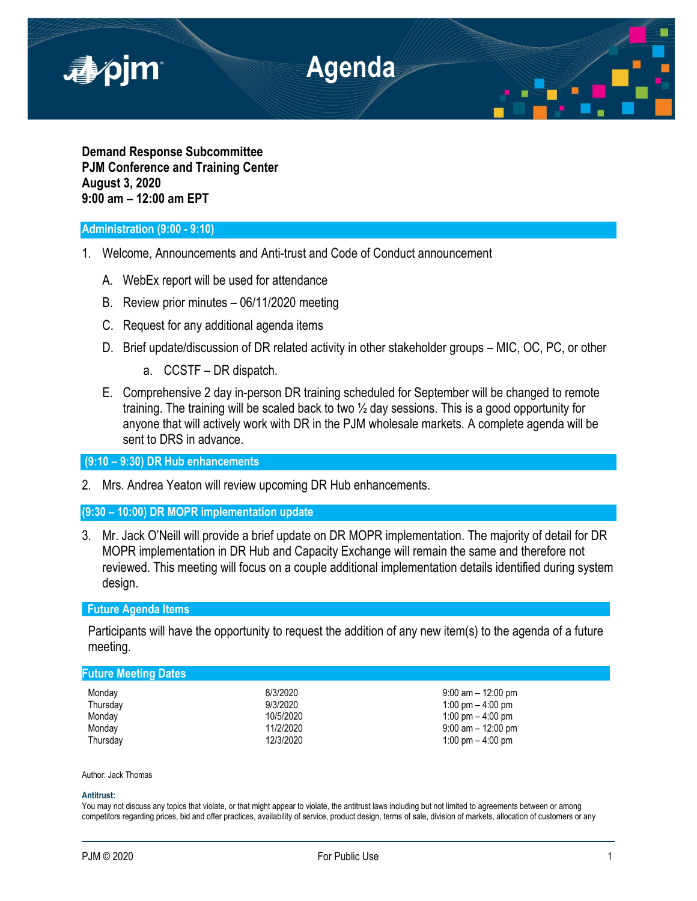# Agenda

**Demand Response Subcommittee**
**PJM Conference and Training Center**
**August 3, 2020**
**9:00 am – 12:00 am EPT**

## Administration (9:00 - 9:10)

1. Welcome, Announcements and Anti-trust and Code of Conduct announcement

   A. WebEx report will be used for attendance

   B. Review prior minutes – 06/11/2020 meeting

   C. Request for any additional agenda items

   D. Brief update/discussion of DR related activity in other stakeholder groups – MIC, OC, PC, or other

      a. CCSTF – DR dispatch.

   E. Comprehensive 2 day in-person DR training scheduled for September will be changed to remote training. The training will be scaled back to two ½ day sessions. This is a good opportunity for anyone that will actively work with DR in the PJM wholesale markets. A complete agenda will be sent to DRS in advance.

## (9:10 – 9:30) DR Hub enhancements

2. Mrs. Andrea Yeaton will review upcoming DR Hub enhancements.

## (9:30 – 10:00) DR MOPR implementation update

3. Mr. Jack O'Neill will provide a brief update on DR MOPR implementation. The majority of detail for DR MOPR implementation in DR Hub and Capacity Exchange will remain the same and therefore not reviewed. This meeting will focus on a couple additional implementation details identified during system design.

## Future Agenda Items

Participants will have the opportunity to request the addition of any new item(s) to the agenda of a future meeting.

## Future Meeting Dates

| | | |
|---|---|---|
| Monday | 8/3/2020 | 9:00 am – 12:00 pm |
| Thursday | 9/3/2020 | 1:00 pm – 4:00 pm |
| Monday | 10/5/2020 | 1:00 pm – 4:00 pm |
| Monday | 11/2/2020 | 9:00 am – 12:00 pm |
| Thursday | 12/3/2020 | 1:00 pm – 4:00 pm |

Author: Jack Thomas

**Antitrust:**
You may not discuss any topics that violate, or that might appear to violate, the antitrust laws including but not limited to agreements between or among competitors regarding prices, bid and offer practices, availability of service, product design, terms of sale, division of markets, allocation of customers or any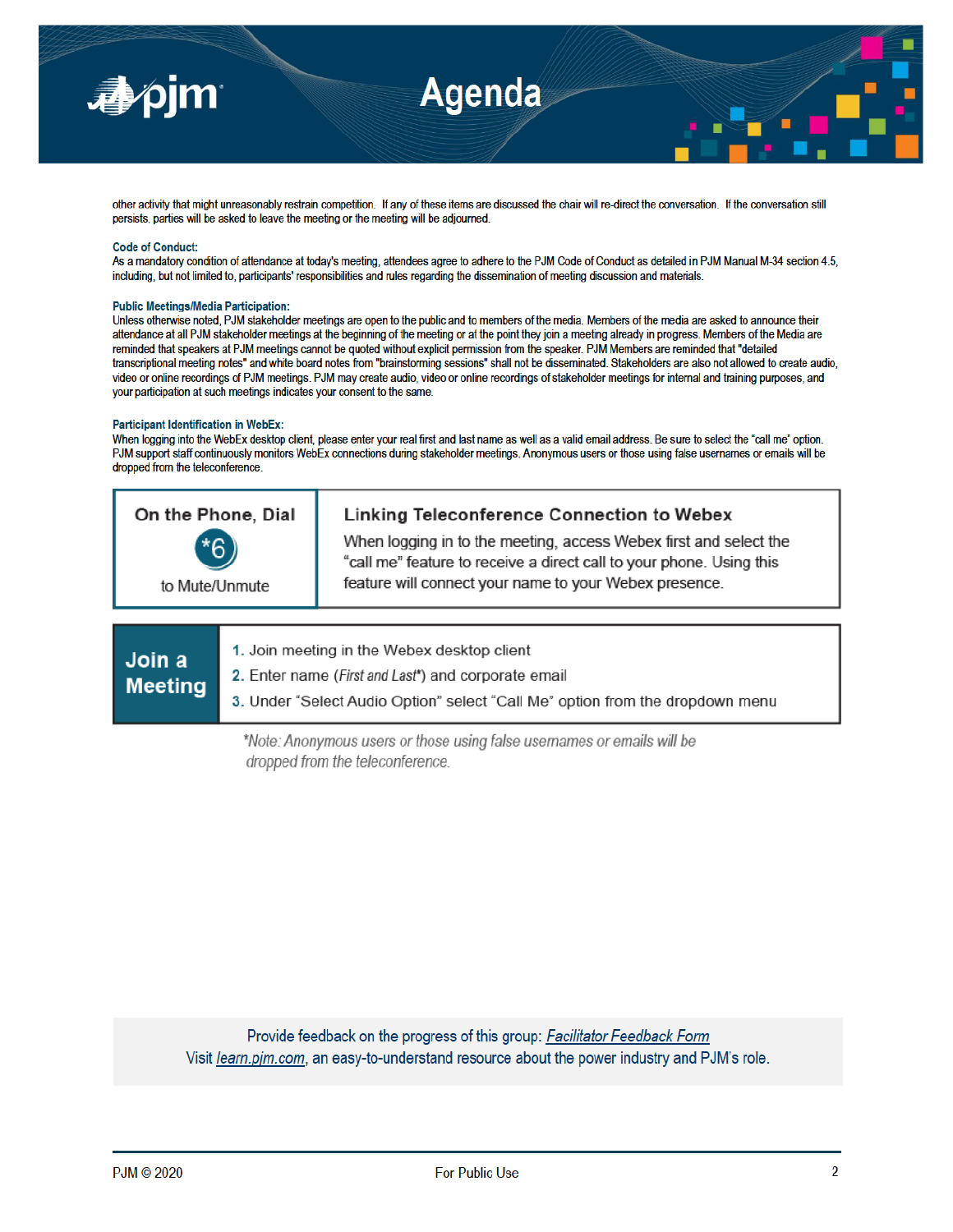other activity that might unreasonably restrain competition. If any of these items are discussed the chair will re-direct the conversation. If the conversation still persists, parties will be asked to leave the meeting or the meeting will be adjourned.

**Code of Conduct:**
As a mandatory condition of attendance at today's meeting, attendees agree to adhere to the PJM Code of Conduct as detailed in PJM Manual M-34 section 4.5, including, but not limited to, participants' responsibilities and rules regarding the dissemination of meeting discussion and materials.

**Public Meetings/Media Participation:**
Unless otherwise noted, PJM stakeholder meetings are open to the public and to members of the media. Members of the media are asked to announce their attendance at all PJM stakeholder meetings at the beginning of the meeting or at the point they join a meeting already in progress. Members of the Media are reminded that speakers at PJM meetings cannot be quoted without explicit permission from the speaker. PJM Members are reminded that "detailed transcriptional meeting notes" and white board notes from "brainstorming sessions" shall not be disseminated. Stakeholders are also not allowed to create audio, video or online recordings of PJM meetings. PJM may create audio, video or online recordings of stakeholder meetings for internal and training purposes, and your participation at such meetings indicates your consent to the same.

**Participant Identification in WebEx:**
When logging into the WebEx desktop client, please enter your real first and last name as well as a valid email address. Be sure to select the "call me" option. PJM support staff continuously monitors WebEx connections during stakeholder meetings. Anonymous users or those using false usernames or emails will be dropped from the teleconference.

| On the Phone, Dial *6 to Mute/Unmute | **Linking Teleconference Connection to Webex** When logging in to the meeting, access Webex first and select the "call me" feature to receive a direct call to your phone. Using this feature will connect your name to your Webex presence. |
|---|---|

**Join a Meeting**

1. Join meeting in the Webex desktop client
2. Enter name (*First and Last*\*) and corporate email
3. Under "Select Audio Option" select "Call Me" option from the dropdown menu

*\*Note: Anonymous users or those using false usernames or emails will be dropped from the teleconference.*

Provide feedback on the progress of this group: *Facilitator Feedback Form*
Visit *learn.pjm.com*, an easy-to-understand resource about the power industry and PJM's role.